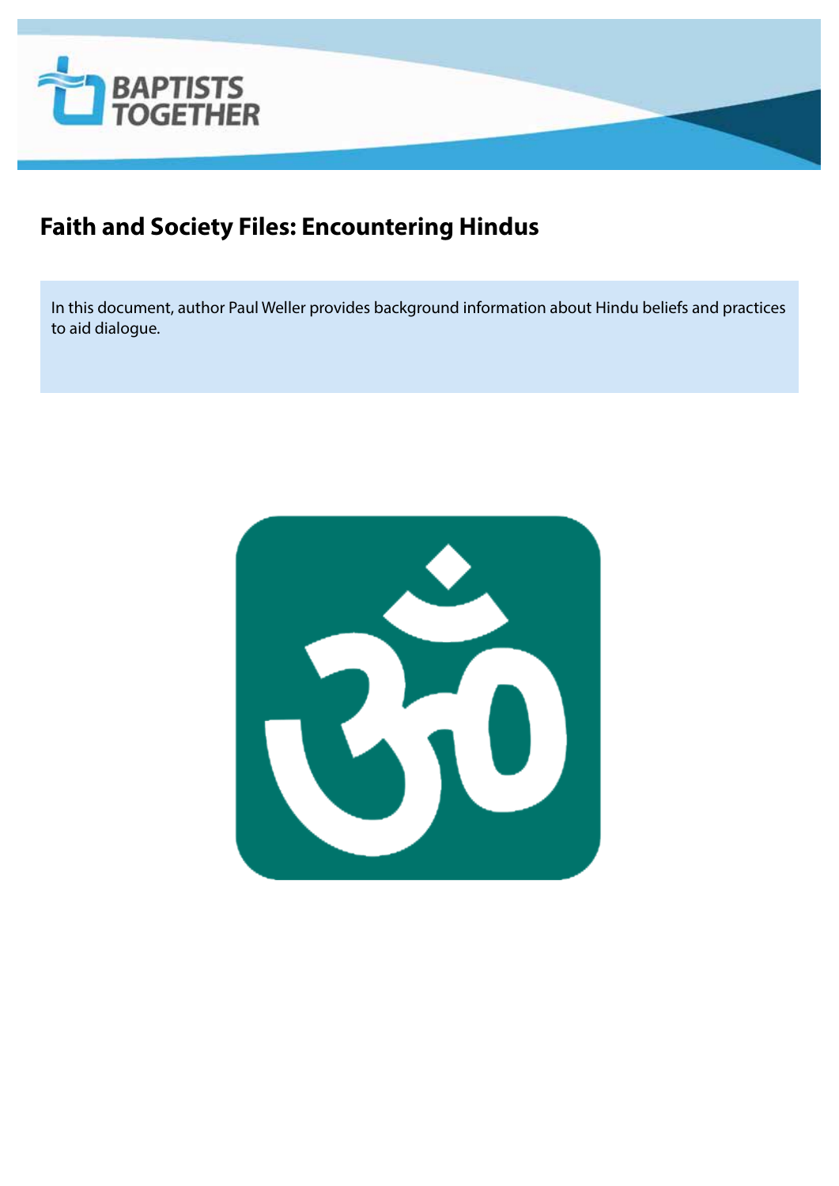# Faith and Society Files: Encountering Hindus

In this document, author Paul Weller provides background information about Hindu beliefs and practices to aid dialogue.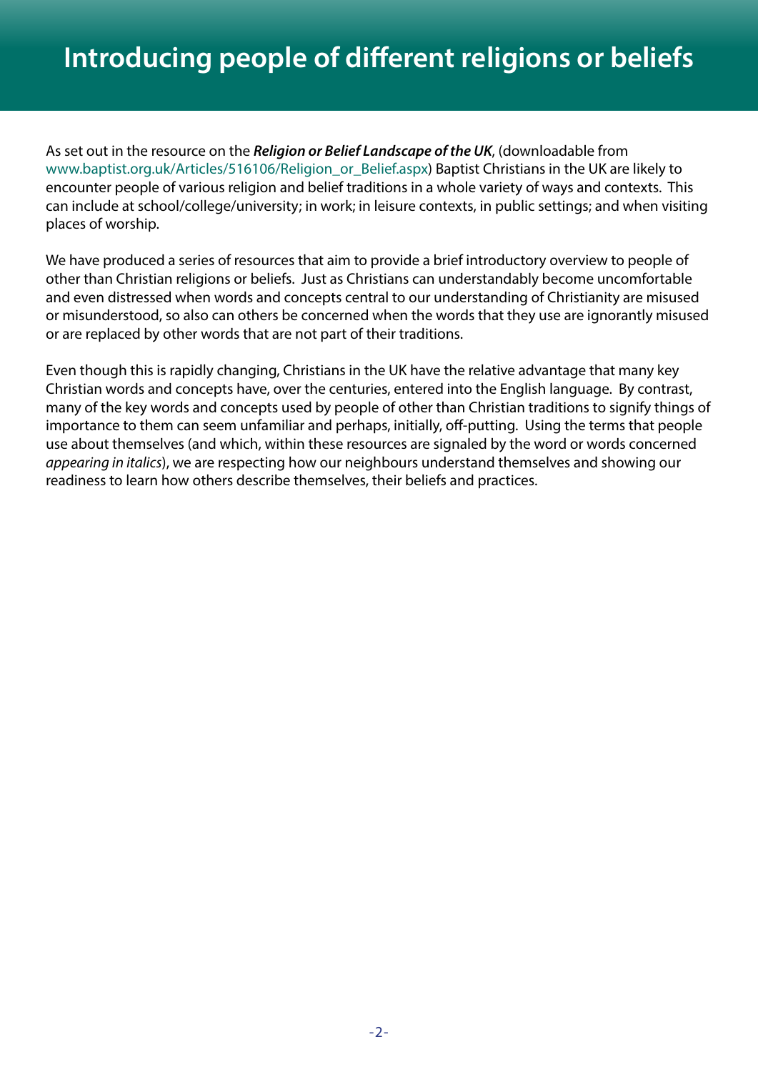# Introducing people of different religions or beliefs

As set out in the resource on the ***Religion or Belief Landscape of the UK***, (downloadable from www.baptist.org.uk/Articles/516106/Religion_or_Belief.aspx) Baptist Christians in the UK are likely to encounter people of various religion and belief traditions in a whole variety of ways and contexts. This can include at school/college/university; in work; in leisure contexts, in public settings; and when visiting places of worship.

We have produced a series of resources that aim to provide a brief introductory overview to people of other than Christian religions or beliefs. Just as Christians can understandably become uncomfortable and even distressed when words and concepts central to our understanding of Christianity are misused or misunderstood, so also can others be concerned when the words that they use are ignorantly misused or are replaced by other words that are not part of their traditions.

Even though this is rapidly changing, Christians in the UK have the relative advantage that many key Christian words and concepts have, over the centuries, entered into the English language. By contrast, many of the key words and concepts used by people of other than Christian traditions to signify things of importance to them can seem unfamiliar and perhaps, initially, off-putting. Using the terms that people use about themselves (and which, within these resources are signaled by the word or words concerned *appearing in italics*), we are respecting how our neighbours understand themselves and showing our readiness to learn how others describe themselves, their beliefs and practices.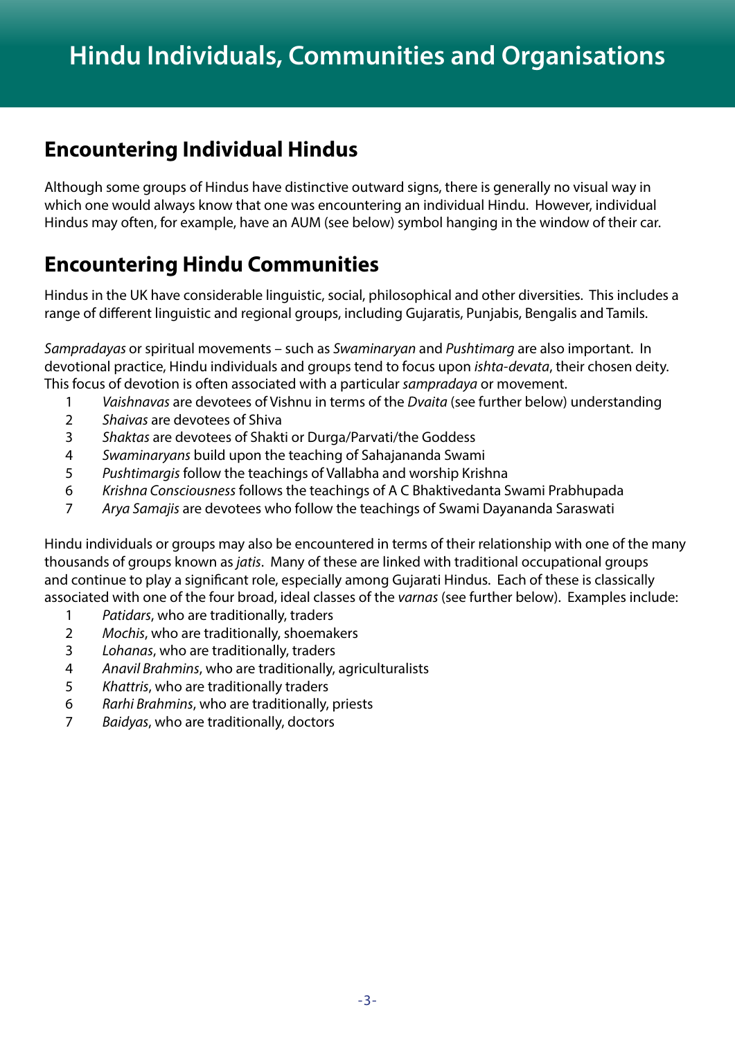# Hindu Individuals, Communities and Organisations

## Encountering Individual Hindus

Although some groups of Hindus have distinctive outward signs, there is generally no visual way in which one would always know that one was encountering an individual Hindu. However, individual Hindus may often, for example, have an AUM (see below) symbol hanging in the window of their car.

## Encountering Hindu Communities

Hindus in the UK have considerable linguistic, social, philosophical and other diversities. This includes a range of different linguistic and regional groups, including Gujaratis, Punjabis, Bengalis and Tamils.

*Sampradayas* or spiritual movements – such as *Swaminaryan* and *Pushtimarg* are also important. In devotional practice, Hindu individuals and groups tend to focus upon *ishta-devata*, their chosen deity. This focus of devotion is often associated with a particular *sampradaya* or movement.

1. *Vaishnavas* are devotees of Vishnu in terms of the *Dvaita* (see further below) understanding
2. *Shaivas* are devotees of Shiva
3. *Shaktas* are devotees of Shakti or Durga/Parvati/the Goddess
4. *Swaminaryans* build upon the teaching of Sahajananda Swami
5. *Pushtimargis* follow the teachings of Vallabha and worship Krishna
6. *Krishna Consciousness* follows the teachings of A C Bhaktivedanta Swami Prabhupada
7. *Arya Samajis* are devotees who follow the teachings of Swami Dayananda Saraswati

Hindu individuals or groups may also be encountered in terms of their relationship with one of the many thousands of groups known as *jatis*. Many of these are linked with traditional occupational groups and continue to play a significant role, especially among Gujarati Hindus. Each of these is classically associated with one of the four broad, ideal classes of the *varnas* (see further below). Examples include:

1. *Patidars*, who are traditionally, traders
2. *Mochis*, who are traditionally, shoemakers
3. *Lohanas*, who are traditionally, traders
4. *Anavil Brahmins*, who are traditionally, agriculturalists
5. *Khattris*, who are traditionally traders
6. *Rarhi Brahmins*, who are traditionally, priests
7. *Baidyas*, who are traditionally, doctors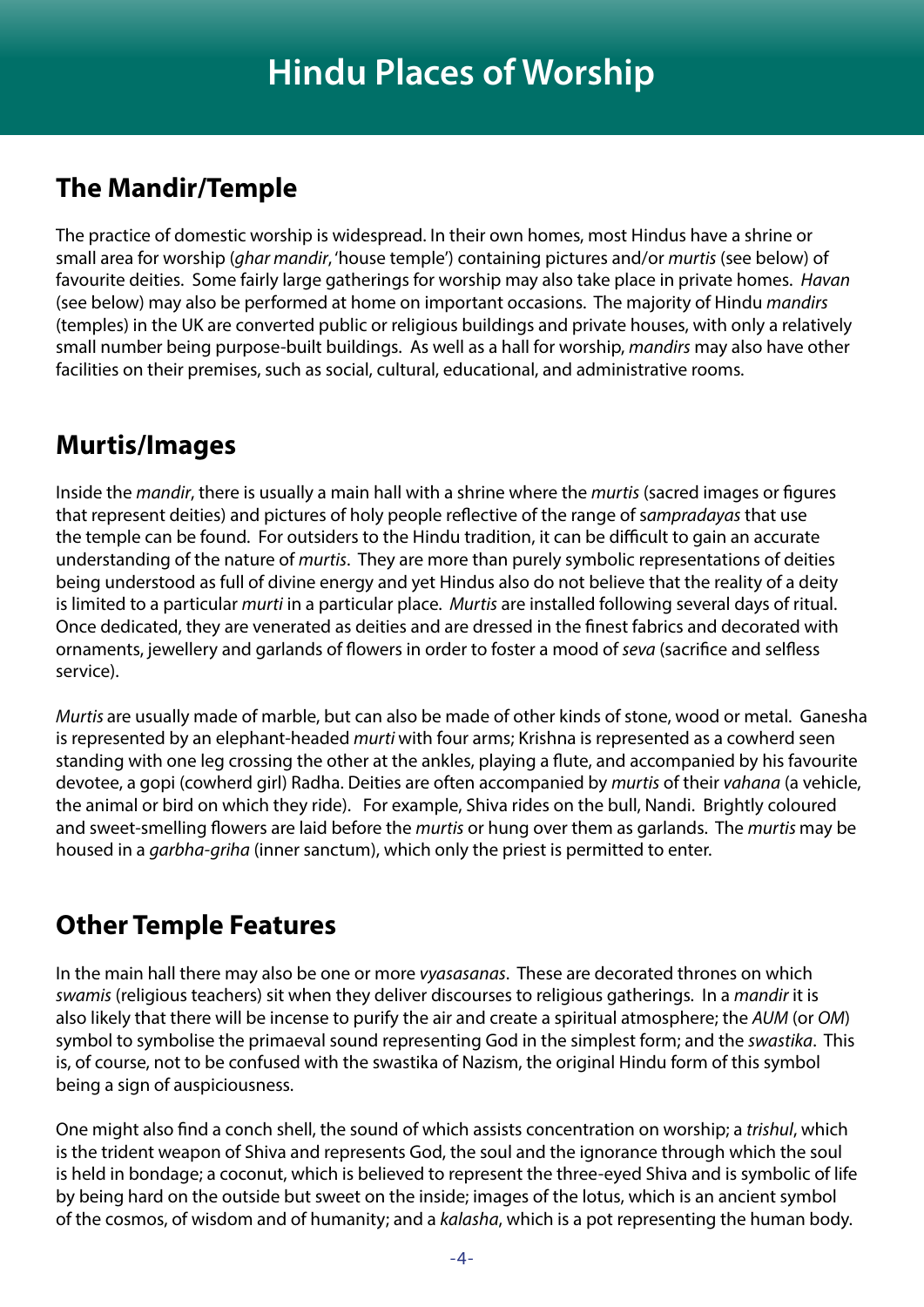# Hindu Places of Worship

## The Mandir/Temple

The practice of domestic worship is widespread. In their own homes, most Hindus have a shrine or small area for worship (*ghar mandir*, 'house temple') containing pictures and/or *murtis* (see below) of favourite deities. Some fairly large gatherings for worship may also take place in private homes. *Havan* (see below) may also be performed at home on important occasions. The majority of Hindu *mandirs* (temples) in the UK are converted public or religious buildings and private houses, with only a relatively small number being purpose-built buildings. As well as a hall for worship, *mandirs* may also have other facilities on their premises, such as social, cultural, educational, and administrative rooms.

## Murtis/Images

Inside the *mandir*, there is usually a main hall with a shrine where the *murtis* (sacred images or figures that represent deities) and pictures of holy people reflective of the range of s*ampradayas* that use the temple can be found. For outsiders to the Hindu tradition, it can be difficult to gain an accurate understanding of the nature of *murtis*. They are more than purely symbolic representations of deities being understood as full of divine energy and yet Hindus also do not believe that the reality of a deity is limited to a particular *murti* in a particular place. *Murtis* are installed following several days of ritual. Once dedicated, they are venerated as deities and are dressed in the finest fabrics and decorated with ornaments, jewellery and garlands of flowers in order to foster a mood of *seva* (sacrifice and selfless service).

*Murtis* are usually made of marble, but can also be made of other kinds of stone, wood or metal. Ganesha is represented by an elephant-headed *murti* with four arms; Krishna is represented as a cowherd seen standing with one leg crossing the other at the ankles, playing a flute, and accompanied by his favourite devotee, a gopi (cowherd girl) Radha. Deities are often accompanied by *murtis* of their *vahana* (a vehicle, the animal or bird on which they ride). For example, Shiva rides on the bull, Nandi. Brightly coloured and sweet-smelling flowers are laid before the *murtis* or hung over them as garlands. The *murtis* may be housed in a *garbha-griha* (inner sanctum), which only the priest is permitted to enter.

## Other Temple Features

In the main hall there may also be one or more *vyasasanas*. These are decorated thrones on which *swamis* (religious teachers) sit when they deliver discourses to religious gatherings. In a *mandir* it is also likely that there will be incense to purify the air and create a spiritual atmosphere; the *AUM* (or *OM*) symbol to symbolise the primaeval sound representing God in the simplest form; and the *swastika*. This is, of course, not to be confused with the swastika of Nazism, the original Hindu form of this symbol being a sign of auspiciousness.

One might also find a conch shell, the sound of which assists concentration on worship; a *trishul*, which is the trident weapon of Shiva and represents God, the soul and the ignorance through which the soul is held in bondage; a coconut, which is believed to represent the three-eyed Shiva and is symbolic of life by being hard on the outside but sweet on the inside; images of the lotus, which is an ancient symbol of the cosmos, of wisdom and of humanity; and a *kalasha*, which is a pot representing the human body.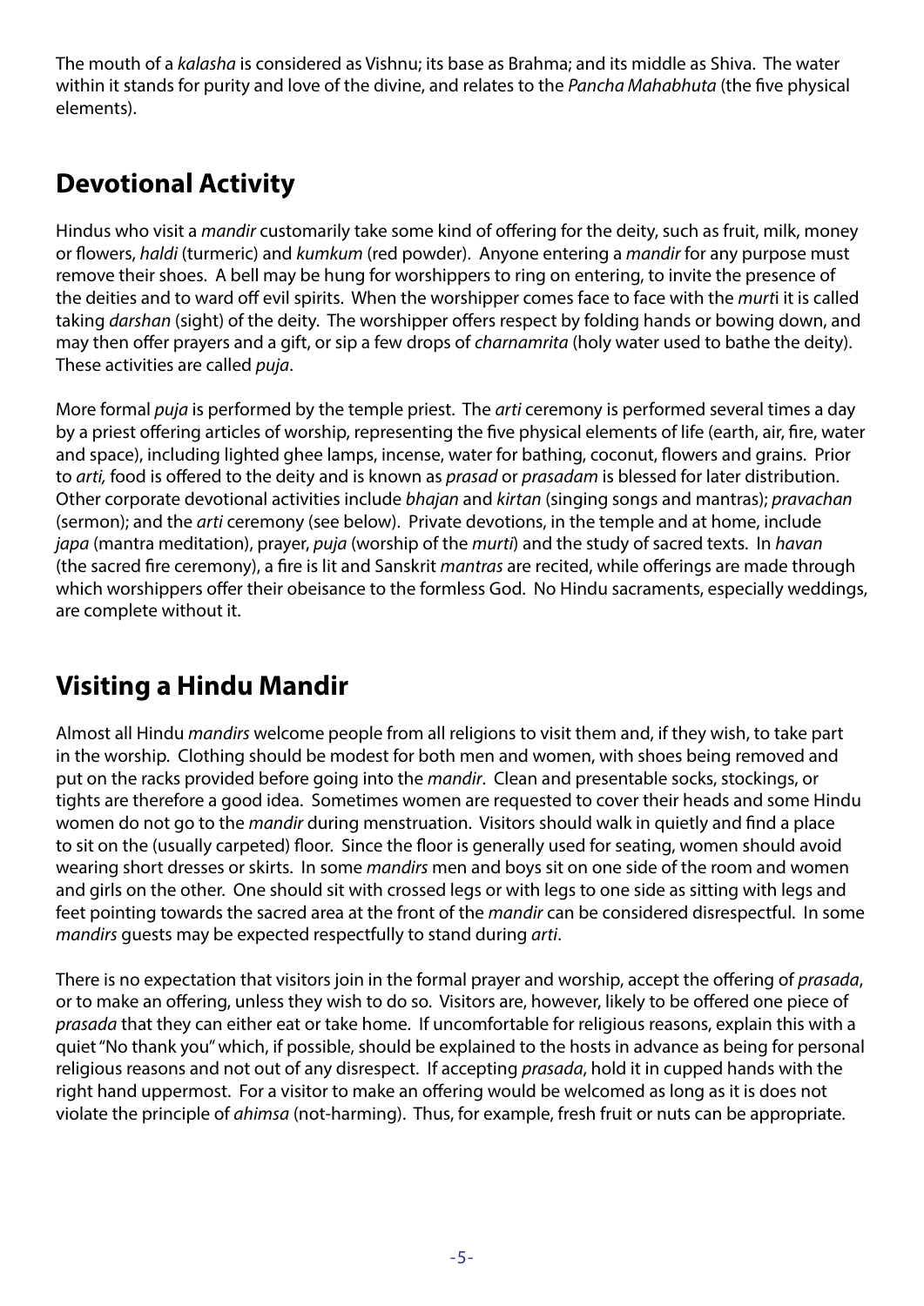The mouth of a *kalasha* is considered as Vishnu; its base as Brahma; and its middle as Shiva. The water within it stands for purity and love of the divine, and relates to the *Pancha Mahabhuta* (the five physical elements).

## Devotional Activity

Hindus who visit a *mandir* customarily take some kind of offering for the deity, such as fruit, milk, money or flowers, *haldi* (turmeric) and *kumkum* (red powder). Anyone entering a *mandir* for any purpose must remove their shoes. A bell may be hung for worshippers to ring on entering, to invite the presence of the deities and to ward off evil spirits. When the worshipper comes face to face with the *murti* it is called taking *darshan* (sight) of the deity. The worshipper offers respect by folding hands or bowing down, and may then offer prayers and a gift, or sip a few drops of *charnamrita* (holy water used to bathe the deity). These activities are called *puja*.

More formal *puja* is performed by the temple priest. The *arti* ceremony is performed several times a day by a priest offering articles of worship, representing the five physical elements of life (earth, air, fire, water and space), including lighted ghee lamps, incense, water for bathing, coconut, flowers and grains. Prior to *arti,* food is offered to the deity and is known as *prasad* or *prasadam* is blessed for later distribution. Other corporate devotional activities include *bhajan* and *kirtan* (singing songs and mantras); *pravachan* (sermon); and the *arti* ceremony (see below). Private devotions, in the temple and at home, include *japa* (mantra meditation), prayer, *puja* (worship of the *murti*) and the study of sacred texts. In *havan* (the sacred fire ceremony), a fire is lit and Sanskrit *mantras* are recited, while offerings are made through which worshippers offer their obeisance to the formless God. No Hindu sacraments, especially weddings, are complete without it.

## Visiting a Hindu Mandir

Almost all Hindu *mandirs* welcome people from all religions to visit them and, if they wish, to take part in the worship. Clothing should be modest for both men and women, with shoes being removed and put on the racks provided before going into the *mandir*. Clean and presentable socks, stockings, or tights are therefore a good idea. Sometimes women are requested to cover their heads and some Hindu women do not go to the *mandir* during menstruation. Visitors should walk in quietly and find a place to sit on the (usually carpeted) floor. Since the floor is generally used for seating, women should avoid wearing short dresses or skirts. In some *mandirs* men and boys sit on one side of the room and women and girls on the other. One should sit with crossed legs or with legs to one side as sitting with legs and feet pointing towards the sacred area at the front of the *mandir* can be considered disrespectful. In some *mandirs* guests may be expected respectfully to stand during *arti*.

There is no expectation that visitors join in the formal prayer and worship, accept the offering of *prasada*, or to make an offering, unless they wish to do so. Visitors are, however, likely to be offered one piece of *prasada* that they can either eat or take home. If uncomfortable for religious reasons, explain this with a quiet "No thank you" which, if possible, should be explained to the hosts in advance as being for personal religious reasons and not out of any disrespect. If accepting *prasada*, hold it in cupped hands with the right hand uppermost. For a visitor to make an offering would be welcomed as long as it is does not violate the principle of *ahimsa* (not-harming). Thus, for example, fresh fruit or nuts can be appropriate.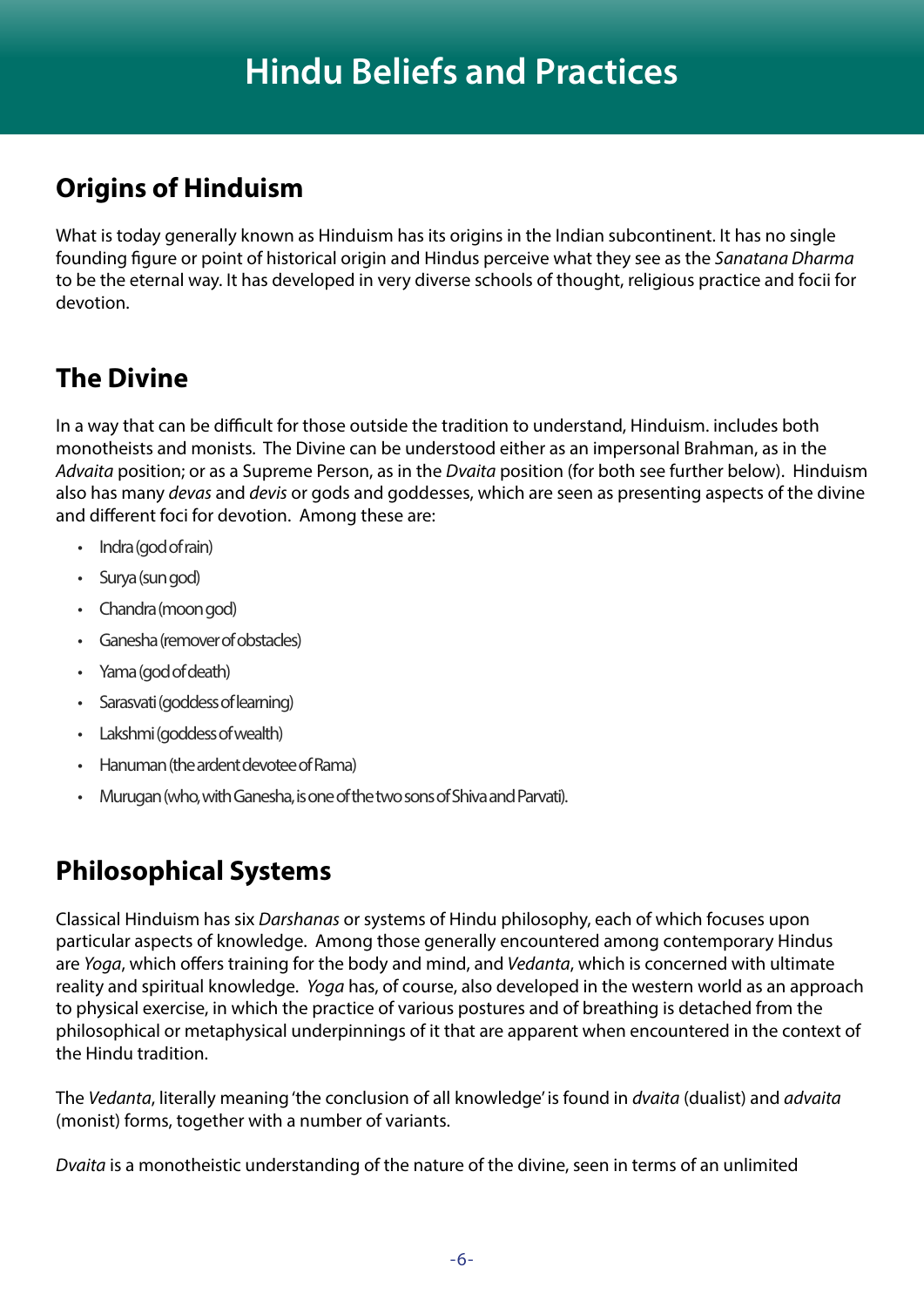# Hindu Beliefs and Practices

## Origins of Hinduism

What is today generally known as Hinduism has its origins in the Indian subcontinent. It has no single founding figure or point of historical origin and Hindus perceive what they see as the *Sanatana Dharma* to be the eternal way. It has developed in very diverse schools of thought, religious practice and focii for devotion.

## The Divine

In a way that can be difficult for those outside the tradition to understand, Hinduism. includes both monotheists and monists. The Divine can be understood either as an impersonal Brahman, as in the *Advaita* position; or as a Supreme Person, as in the *Dvaita* position (for both see further below). Hinduism also has many *devas* and *devis* or gods and goddesses, which are seen as presenting aspects of the divine and different foci for devotion. Among these are:

- Indra (god of rain)
- Surya (sun god)
- Chandra (moon god)
- Ganesha (remover of obstacles)
- Yama (god of death)
- Sarasvati (goddess of learning)
- Lakshmi (goddess of wealth)
- Hanuman (the ardent devotee of Rama)
- Murugan (who, with Ganesha, is one of the two sons of Shiva and Parvati).

## Philosophical Systems

Classical Hinduism has six *Darshanas* or systems of Hindu philosophy, each of which focuses upon particular aspects of knowledge. Among those generally encountered among contemporary Hindus are *Yoga*, which offers training for the body and mind, and *Vedanta*, which is concerned with ultimate reality and spiritual knowledge. *Yoga* has, of course, also developed in the western world as an approach to physical exercise, in which the practice of various postures and of breathing is detached from the philosophical or metaphysical underpinnings of it that are apparent when encountered in the context of the Hindu tradition.

The *Vedanta*, literally meaning 'the conclusion of all knowledge' is found in *dvaita* (dualist) and *advaita* (monist) forms, together with a number of variants.

*Dvaita* is a monotheistic understanding of the nature of the divine, seen in terms of an unlimited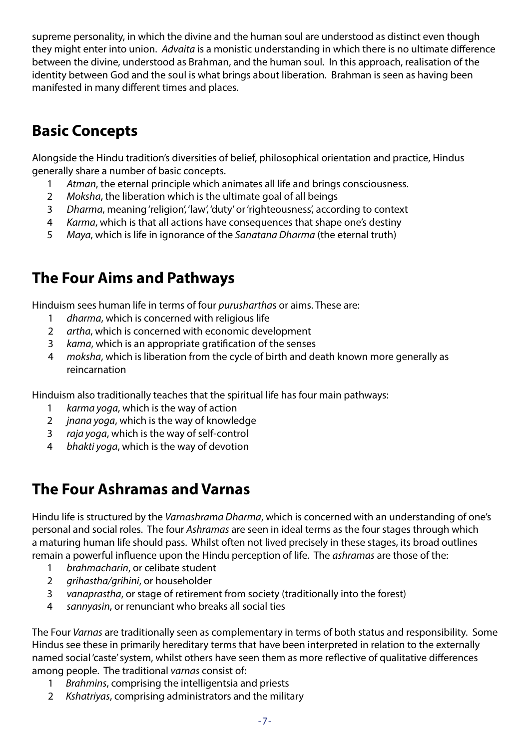supreme personality, in which the divine and the human soul are understood as distinct even though they might enter into union. *Advaita* is a monistic understanding in which there is no ultimate difference between the divine, understood as Brahman, and the human soul. In this approach, realisation of the identity between God and the soul is what brings about liberation. Brahman is seen as having been manifested in many different times and places.

## Basic Concepts

Alongside the Hindu tradition's diversities of belief, philosophical orientation and practice, Hindus generally share a number of basic concepts.

1. *Atman*, the eternal principle which animates all life and brings consciousness.
2. *Moksha*, the liberation which is the ultimate goal of all beings
3. *Dharma*, meaning 'religion', 'law', 'duty' or 'righteousness', according to context
4. *Karma*, which is that all actions have consequences that shape one's destiny
5. *Maya*, which is life in ignorance of the *Sanatana Dharma* (the eternal truth)

## The Four Aims and Pathways

Hinduism sees human life in terms of four *purushartha*s or aims. These are:

1. *dharma*, which is concerned with religious life
2. *artha*, which is concerned with economic development
3. *kama*, which is an appropriate gratification of the senses
4. *moksha*, which is liberation from the cycle of birth and death known more generally as reincarnation

Hinduism also traditionally teaches that the spiritual life has four main pathways:

1. *karma yoga*, which is the way of action
2. *jnana yoga*, which is the way of knowledge
3. *raja yoga*, which is the way of self-control
4. *bhakti yoga*, which is the way of devotion

## The Four Ashramas and Varnas

Hindu life is structured by the *Varnashrama Dharma*, which is concerned with an understanding of one's personal and social roles. The four *Ashramas* are seen in ideal terms as the four stages through which a maturing human life should pass. Whilst often not lived precisely in these stages, its broad outlines remain a powerful influence upon the Hindu perception of life. The *ashramas* are those of the:

1. *brahmacharin*, or celibate student
2. *grihastha/grihini*, or householder
3. *vanaprastha*, or stage of retirement from society (traditionally into the forest)
4. *sannyasin*, or renunciant who breaks all social ties

The Four *Varnas* are traditionally seen as complementary in terms of both status and responsibility. Some Hindus see these in primarily hereditary terms that have been interpreted in relation to the externally named social 'caste' system, whilst others have seen them as more reflective of qualitative differences among people. The traditional *varnas* consist of:

1. *Brahmins*, comprising the intelligentsia and priests
2. *Kshatriyas*, comprising administrators and the military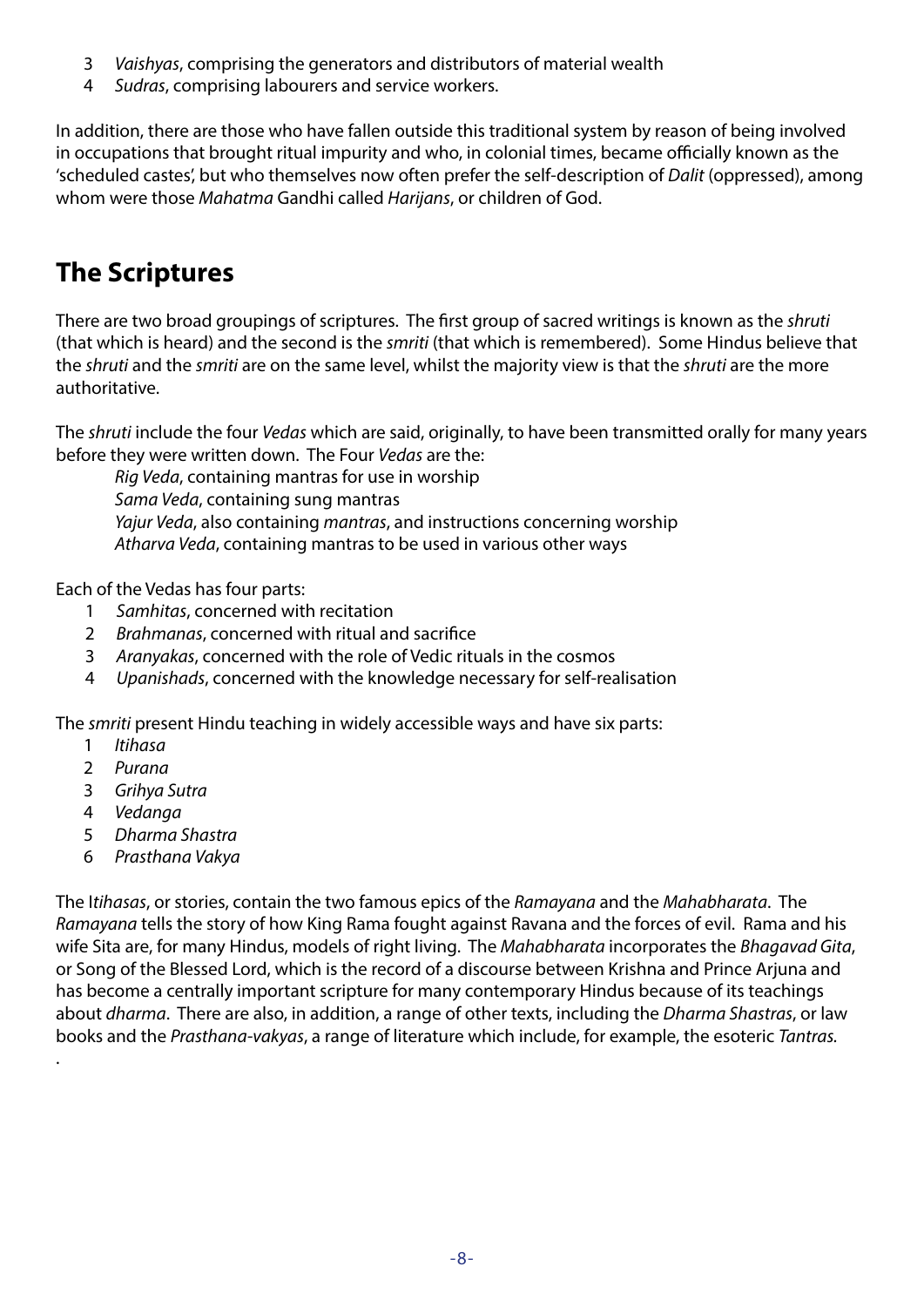3. *Vaishyas*, comprising the generators and distributors of material wealth
4. *Sudras*, comprising labourers and service workers.

In addition, there are those who have fallen outside this traditional system by reason of being involved in occupations that brought ritual impurity and who, in colonial times, became officially known as the 'scheduled castes', but who themselves now often prefer the self-description of *Dalit* (oppressed), among whom were those *Mahatma* Gandhi called *Harijans*, or children of God.

## The Scriptures

There are two broad groupings of scriptures. The first group of sacred writings is known as the *shruti* (that which is heard) and the second is the *smriti* (that which is remembered). Some Hindus believe that the *shruti* and the *smriti* are on the same level, whilst the majority view is that the *shruti* are the more authoritative.

The *shruti* include the four *Vedas* which are said, originally, to have been transmitted orally for many years before they were written down. The Four *Vedas* are the:

*Rig Veda*, containing mantras for use in worship
*Sama Veda*, containing sung mantras
*Yajur Veda*, also containing *mantras*, and instructions concerning worship
*Atharva Veda*, containing mantras to be used in various other ways

Each of the Vedas has four parts:

1. *Samhitas*, concerned with recitation
2. *Brahmanas*, concerned with ritual and sacrifice
3. *Aranyakas*, concerned with the role of Vedic rituals in the cosmos
4. *Upanishads*, concerned with the knowledge necessary for self-realisation

The *smriti* present Hindu teaching in widely accessible ways and have six parts:

1. *Itihasa*
2. *Purana*
3. *Grihya Sutra*
4. *Vedanga*
5. *Dharma Shastra*
6. *Prasthana Vakya*

The I*tihasas*, or stories, contain the two famous epics of the *Ramayana* and the *Mahabharata*. The *Ramayana* tells the story of how King Rama fought against Ravana and the forces of evil. Rama and his wife Sita are, for many Hindus, models of right living. The *Mahabharata* incorporates the *Bhagavad Gita*, or Song of the Blessed Lord, which is the record of a discourse between Krishna and Prince Arjuna and has become a centrally important scripture for many contemporary Hindus because of its teachings about *dharma*. There are also, in addition, a range of other texts, including the *Dharma Shastras*, or law books and the *Prasthana-vakyas*, a range of literature which include, for example, the esoteric *Tantras.*
.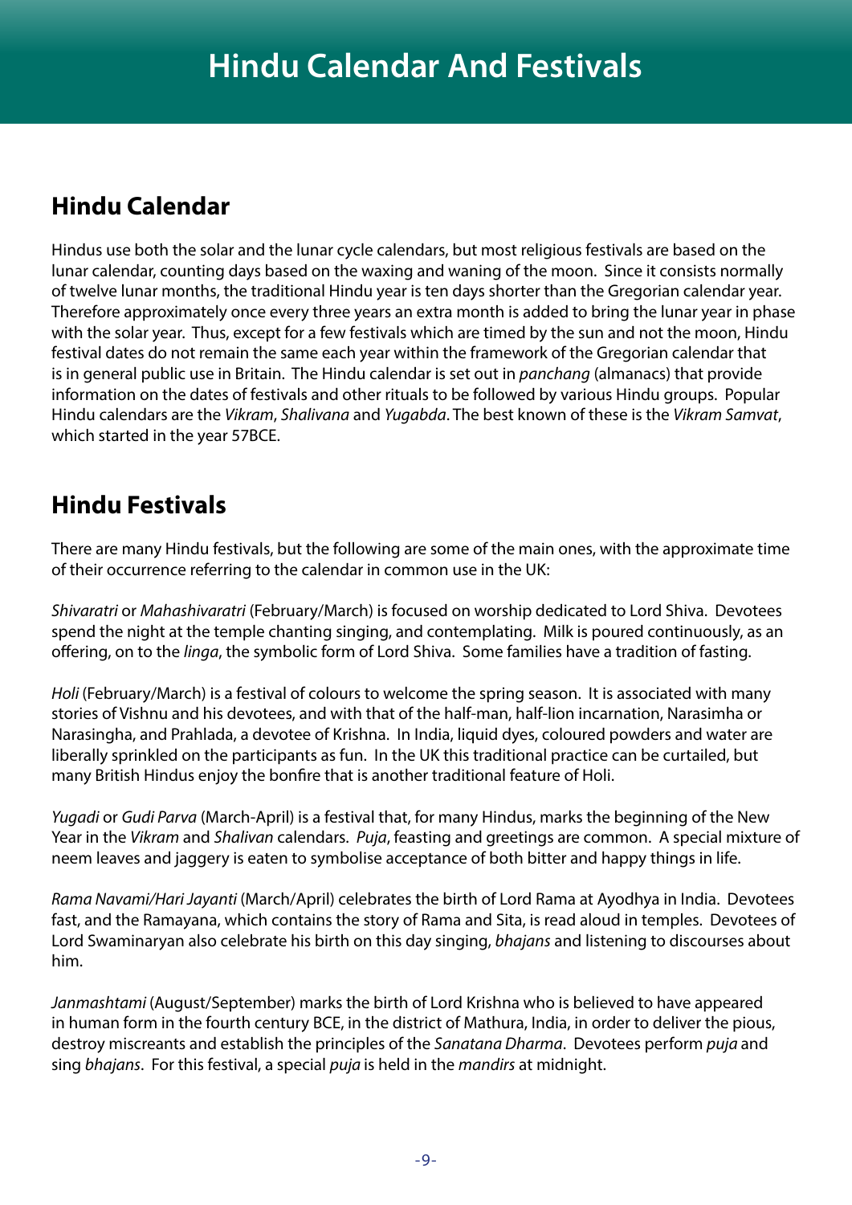# Hindu Calendar And Festivals

## Hindu Calendar

Hindus use both the solar and the lunar cycle calendars, but most religious festivals are based on the lunar calendar, counting days based on the waxing and waning of the moon. Since it consists normally of twelve lunar months, the traditional Hindu year is ten days shorter than the Gregorian calendar year. Therefore approximately once every three years an extra month is added to bring the lunar year in phase with the solar year. Thus, except for a few festivals which are timed by the sun and not the moon, Hindu festival dates do not remain the same each year within the framework of the Gregorian calendar that is in general public use in Britain. The Hindu calendar is set out in *panchang* (almanacs) that provide information on the dates of festivals and other rituals to be followed by various Hindu groups. Popular Hindu calendars are the *Vikram*, *Shalivana* and *Yugabda*. The best known of these is the *Vikram Samvat*, which started in the year 57BCE.

## Hindu Festivals

There are many Hindu festivals, but the following are some of the main ones, with the approximate time of their occurrence referring to the calendar in common use in the UK:

*Shivaratri* or *Mahashivaratri* (February/March) is focused on worship dedicated to Lord Shiva. Devotees spend the night at the temple chanting singing, and contemplating. Milk is poured continuously, as an offering, on to the *linga*, the symbolic form of Lord Shiva. Some families have a tradition of fasting.

*Holi* (February/March) is a festival of colours to welcome the spring season. It is associated with many stories of Vishnu and his devotees, and with that of the half-man, half-lion incarnation, Narasimha or Narasingha, and Prahlada, a devotee of Krishna. In India, liquid dyes, coloured powders and water are liberally sprinkled on the participants as fun. In the UK this traditional practice can be curtailed, but many British Hindus enjoy the bonfire that is another traditional feature of Holi.

*Yugadi* or *Gudi Parva* (March-April) is a festival that, for many Hindus, marks the beginning of the New Year in the *Vikram* and *Shalivan* calendars. *Puja*, feasting and greetings are common. A special mixture of neem leaves and jaggery is eaten to symbolise acceptance of both bitter and happy things in life.

*Rama Navami/Hari Jayanti* (March/April) celebrates the birth of Lord Rama at Ayodhya in India. Devotees fast, and the Ramayana, which contains the story of Rama and Sita, is read aloud in temples. Devotees of Lord Swaminaryan also celebrate his birth on this day singing, *bhajans* and listening to discourses about him.

*Janmashtami* (August/September) marks the birth of Lord Krishna who is believed to have appeared in human form in the fourth century BCE, in the district of Mathura, India, in order to deliver the pious, destroy miscreants and establish the principles of the *Sanatana Dharma*. Devotees perform *puja* and sing *bhajans*. For this festival, a special *puja* is held in the *mandirs* at midnight.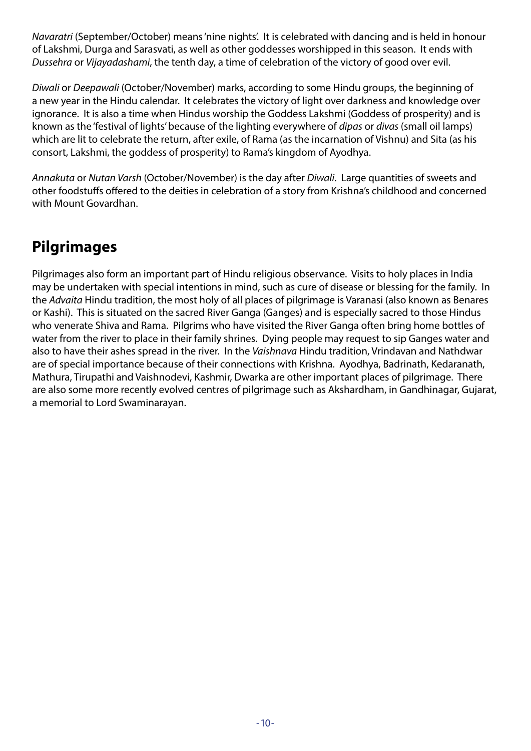*Navaratri* (September/October) means 'nine nights'. It is celebrated with dancing and is held in honour of Lakshmi, Durga and Sarasvati, as well as other goddesses worshipped in this season. It ends with *Dussehra* or *Vijayadashami*, the tenth day, a time of celebration of the victory of good over evil.

*Diwali* or *Deepawali* (October/November) marks, according to some Hindu groups, the beginning of a new year in the Hindu calendar. It celebrates the victory of light over darkness and knowledge over ignorance. It is also a time when Hindus worship the Goddess Lakshmi (Goddess of prosperity) and is known as the 'festival of lights' because of the lighting everywhere of *dipas* or *divas* (small oil lamps) which are lit to celebrate the return, after exile, of Rama (as the incarnation of Vishnu) and Sita (as his consort, Lakshmi, the goddess of prosperity) to Rama's kingdom of Ayodhya.

*Annakuta* or *Nutan Varsh* (October/November) is the day after *Diwali*. Large quantities of sweets and other foodstuffs offered to the deities in celebration of a story from Krishna's childhood and concerned with Mount Govardhan.

## Pilgrimages

Pilgrimages also form an important part of Hindu religious observance. Visits to holy places in India may be undertaken with special intentions in mind, such as cure of disease or blessing for the family. In the *Advaita* Hindu tradition, the most holy of all places of pilgrimage is Varanasi (also known as Benares or Kashi). This is situated on the sacred River Ganga (Ganges) and is especially sacred to those Hindus who venerate Shiva and Rama. Pilgrims who have visited the River Ganga often bring home bottles of water from the river to place in their family shrines. Dying people may request to sip Ganges water and also to have their ashes spread in the river. In the *Vaishnava* Hindu tradition, Vrindavan and Nathdwar are of special importance because of their connections with Krishna. Ayodhya, Badrinath, Kedaranath, Mathura, Tirupathi and Vaishnodevi, Kashmir, Dwarka are other important places of pilgrimage. There are also some more recently evolved centres of pilgrimage such as Akshardham, in Gandhinagar, Gujarat, a memorial to Lord Swaminarayan.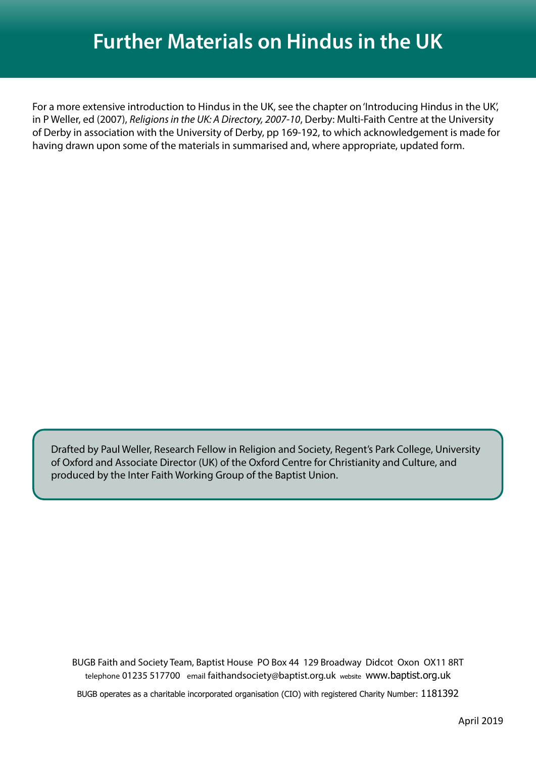# Further Materials on Hindus in the UK

For a more extensive introduction to Hindus in the UK, see the chapter on 'Introducing Hindus in the UK', in P Weller, ed (2007), *Religions in the UK: A Directory, 2007-10*, Derby: Multi-Faith Centre at the University of Derby in association with the University of Derby, pp 169-192, to which acknowledgement is made for having drawn upon some of the materials in summarised and, where appropriate, updated form.

Drafted by Paul Weller, Research Fellow in Religion and Society, Regent's Park College, University of Oxford and Associate Director (UK) of the Oxford Centre for Christianity and Culture, and produced by the Inter Faith Working Group of the Baptist Union.

BUGB Faith and Society Team, Baptist House PO Box 44 129 Broadway Didcot Oxon OX11 8RT
telephone 01235 517700 email faithandsociety@baptist.org.uk website www.baptist.org.uk

BUGB operates as a charitable incorporated organisation (CIO) with registered Charity Number: 1181392

April 2019